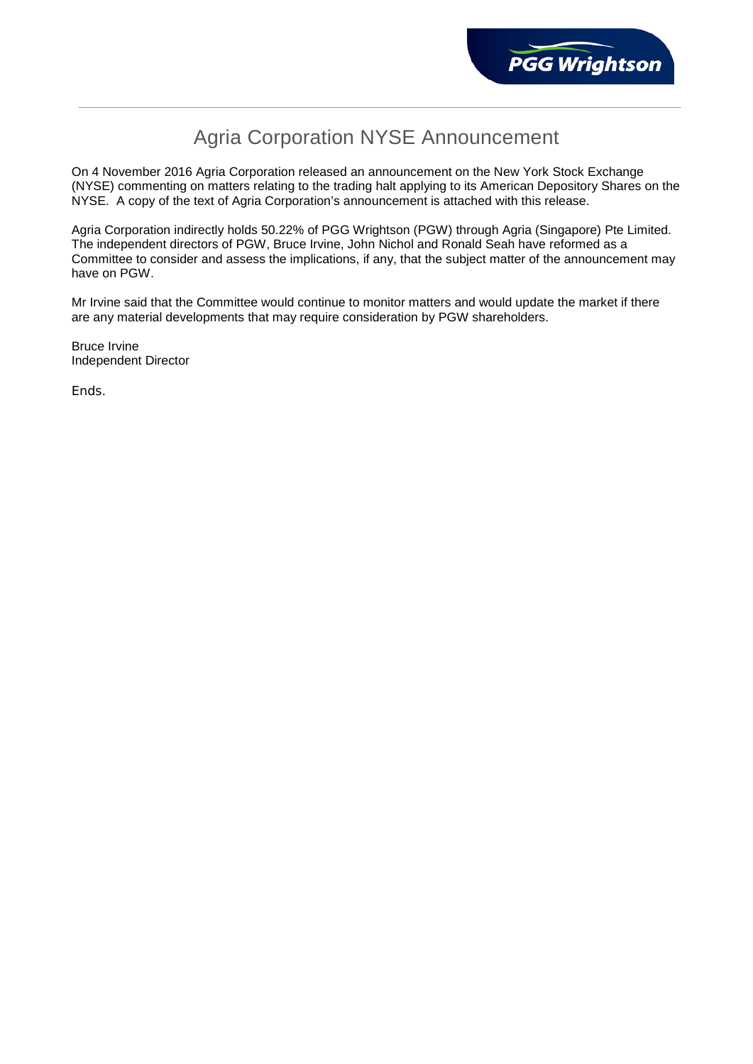# Agria Corporation NYSE Announcement

On 4 November 2016 Agria Corporation released an announcement on the New York Stock Exchange (NYSE) commenting on matters relating to the trading halt applying to its American Depository Shares on the NYSE. A copy of the text of Agria Corporation's announcement is attached with this release.

Agria Corporation indirectly holds 50.22% of PGG Wrightson (PGW) through Agria (Singapore) Pte Limited. The independent directors of PGW, Bruce Irvine, John Nichol and Ronald Seah have reformed as a Committee to consider and assess the implications, if any, that the subject matter of the announcement may have on PGW.

Mr Irvine said that the Committee would continue to monitor matters and would update the market if there are any material developments that may require consideration by PGW shareholders.

Bruce Irvine
Independent Director

Ends.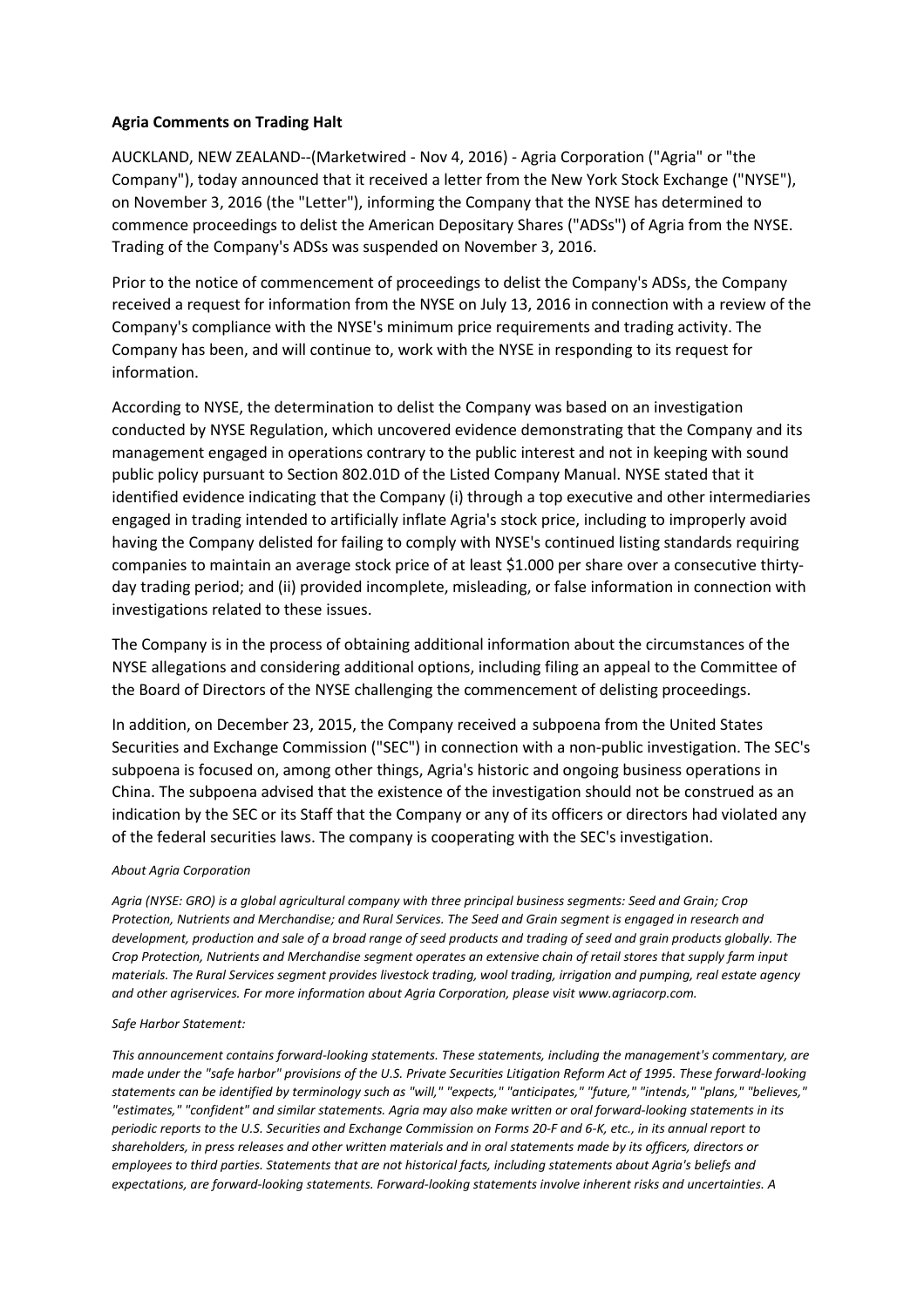**Agria Comments on Trading Halt**

AUCKLAND, NEW ZEALAND--(Marketwired - Nov 4, 2016) - Agria Corporation ("Agria" or "the Company"), today announced that it received a letter from the New York Stock Exchange ("NYSE"), on November 3, 2016 (the "Letter"), informing the Company that the NYSE has determined to commence proceedings to delist the American Depositary Shares ("ADSs") of Agria from the NYSE. Trading of the Company's ADSs was suspended on November 3, 2016.

Prior to the notice of commencement of proceedings to delist the Company's ADSs, the Company received a request for information from the NYSE on July 13, 2016 in connection with a review of the Company's compliance with the NYSE's minimum price requirements and trading activity. The Company has been, and will continue to, work with the NYSE in responding to its request for information.

According to NYSE, the determination to delist the Company was based on an investigation conducted by NYSE Regulation, which uncovered evidence demonstrating that the Company and its management engaged in operations contrary to the public interest and not in keeping with sound public policy pursuant to Section 802.01D of the Listed Company Manual. NYSE stated that it identified evidence indicating that the Company (i) through a top executive and other intermediaries engaged in trading intended to artificially inflate Agria's stock price, including to improperly avoid having the Company delisted for failing to comply with NYSE's continued listing standards requiring companies to maintain an average stock price of at least $1.000 per share over a consecutive thirty-day trading period; and (ii) provided incomplete, misleading, or false information in connection with investigations related to these issues.

The Company is in the process of obtaining additional information about the circumstances of the NYSE allegations and considering additional options, including filing an appeal to the Committee of the Board of Directors of the NYSE challenging the commencement of delisting proceedings.

In addition, on December 23, 2015, the Company received a subpoena from the United States Securities and Exchange Commission ("SEC") in connection with a non-public investigation. The SEC's subpoena is focused on, among other things, Agria's historic and ongoing business operations in China. The subpoena advised that the existence of the investigation should not be construed as an indication by the SEC or its Staff that the Company or any of its officers or directors had violated any of the federal securities laws. The company is cooperating with the SEC's investigation.

*About Agria Corporation*

*Agria (NYSE: GRO) is a global agricultural company with three principal business segments: Seed and Grain; Crop Protection, Nutrients and Merchandise; and Rural Services. The Seed and Grain segment is engaged in research and development, production and sale of a broad range of seed products and trading of seed and grain products globally. The Crop Protection, Nutrients and Merchandise segment operates an extensive chain of retail stores that supply farm input materials. The Rural Services segment provides livestock trading, wool trading, irrigation and pumping, real estate agency and other agriservices. For more information about Agria Corporation, please visit www.agriacorp.com.*

*Safe Harbor Statement:*

*This announcement contains forward-looking statements. These statements, including the management's commentary, are made under the "safe harbor" provisions of the U.S. Private Securities Litigation Reform Act of 1995. These forward-looking statements can be identified by terminology such as "will," "expects," "anticipates," "future," "intends," "plans," "believes," "estimates," "confident" and similar statements. Agria may also make written or oral forward-looking statements in its periodic reports to the U.S. Securities and Exchange Commission on Forms 20-F and 6-K, etc., in its annual report to shareholders, in press releases and other written materials and in oral statements made by its officers, directors or employees to third parties. Statements that are not historical facts, including statements about Agria's beliefs and expectations, are forward-looking statements. Forward-looking statements involve inherent risks and uncertainties. A*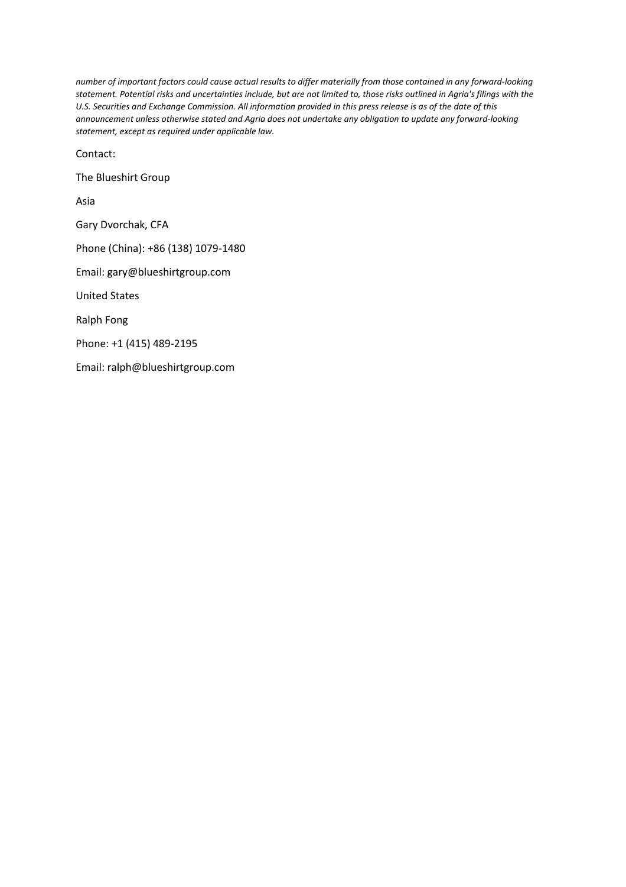*number of important factors could cause actual results to differ materially from those contained in any forward-looking statement. Potential risks and uncertainties include, but are not limited to, those risks outlined in Agria's filings with the U.S. Securities and Exchange Commission. All information provided in this press release is as of the date of this announcement unless otherwise stated and Agria does not undertake any obligation to update any forward-looking statement, except as required under applicable law.*

Contact:

The Blueshirt Group

Asia

Gary Dvorchak, CFA

Phone (China): +86 (138) 1079-1480

Email: gary@blueshirtgroup.com

United States

Ralph Fong

Phone: +1 (415) 489-2195

Email: ralph@blueshirtgroup.com